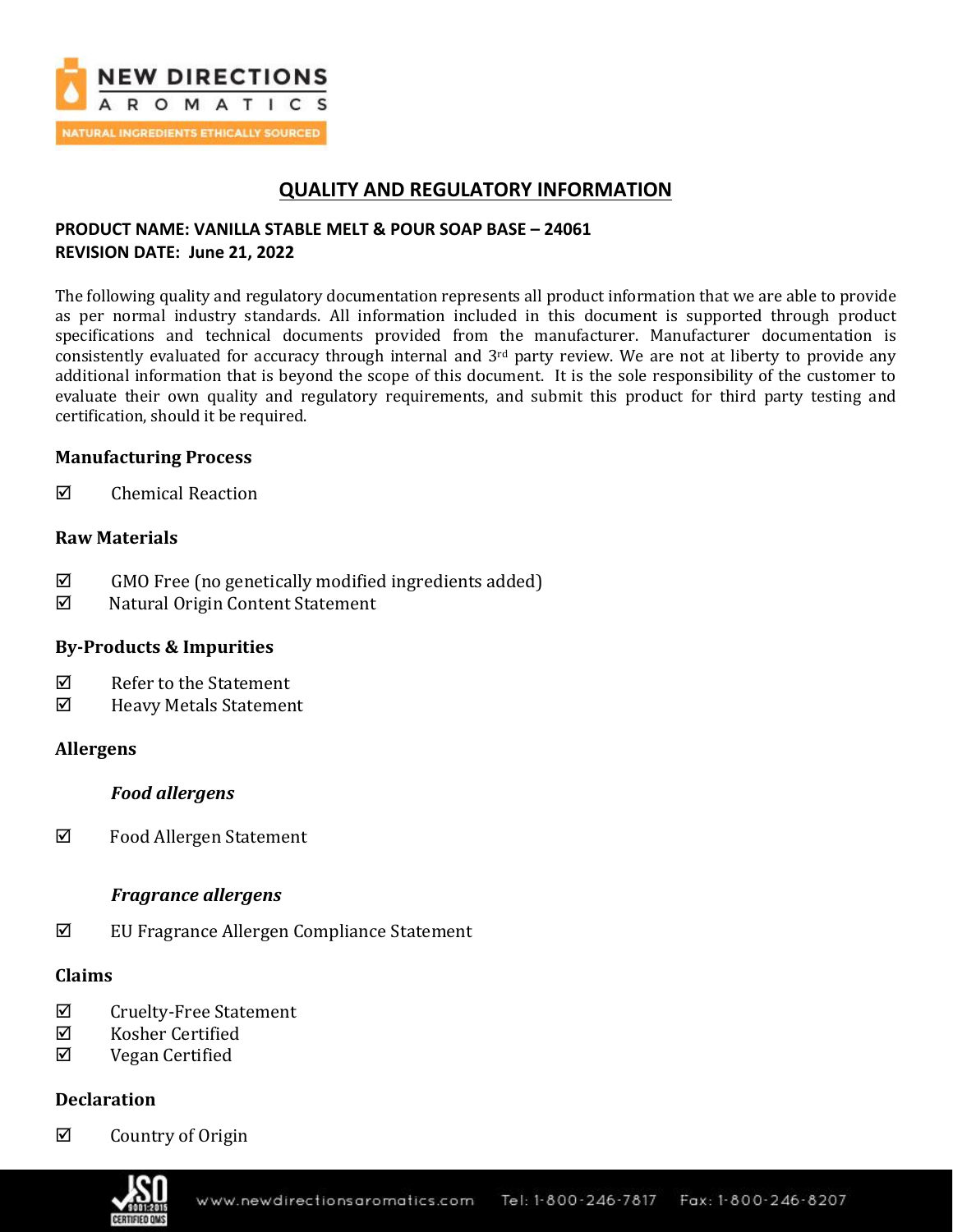# QUALITY AND REGULATORY INFORMATION

**PRODUCT NAME: VANILLA STABLE MELT & POUR SOAP BASE – 24061**
**REVISION DATE: June 21, 2022**

The following quality and regulatory documentation represents all product information that we are able to provide as per normal industry standards. All information included in this document is supported through product specifications and technical documents provided from the manufacturer. Manufacturer documentation is consistently evaluated for accuracy through internal and 3rd party review. We are not at liberty to provide any additional information that is beyond the scope of this document. It is the sole responsibility of the customer to evaluate their own quality and regulatory requirements, and submit this product for third party testing and certification, should it be required.

### Manufacturing Process

☑ Chemical Reaction

### Raw Materials

☑ GMO Free (no genetically modified ingredients added)
☑ Natural Origin Content Statement

### By-Products & Impurities

☑ Refer to the Statement
☑ Heavy Metals Statement

### Allergens

***Food allergens***

☑ Food Allergen Statement

***Fragrance allergens***

☑ EU Fragrance Allergen Compliance Statement

### Claims

☑ Cruelty-Free Statement
☑ Kosher Certified
☑ Vegan Certified

### Declaration

☑ Country of Origin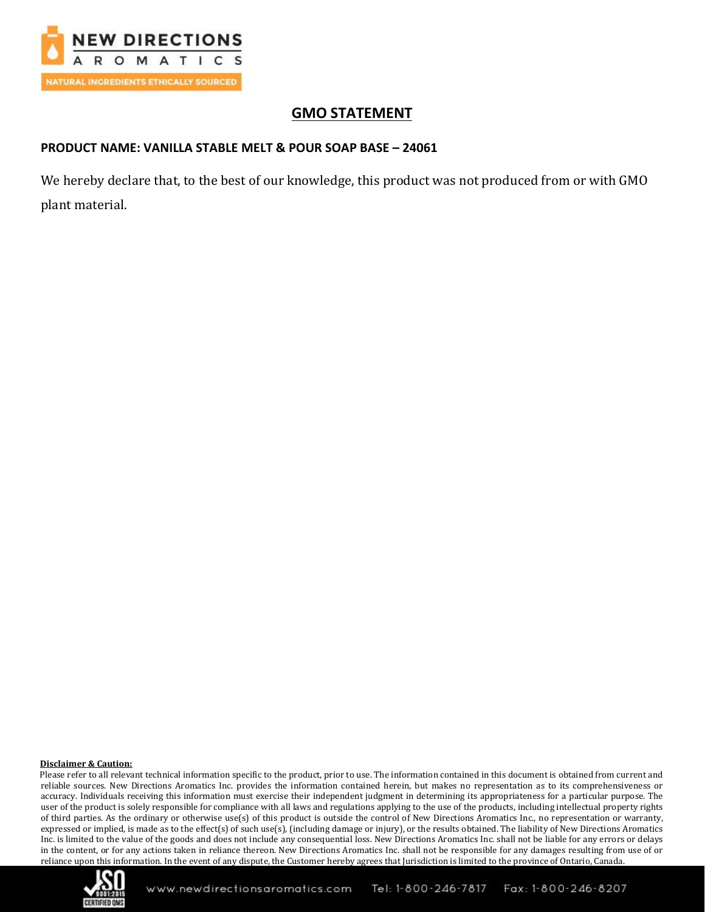## GMO STATEMENT

**PRODUCT NAME: VANILLA STABLE MELT & POUR SOAP BASE – 24061**

We hereby declare that, to the best of our knowledge, this product was not produced from or with GMO plant material.

**Disclaimer & Caution:**

Please refer to all relevant technical information specific to the product, prior to use. The information contained in this document is obtained from current and reliable sources. New Directions Aromatics Inc. provides the information contained herein, but makes no representation as to its comprehensiveness or accuracy. Individuals receiving this information must exercise their independent judgment in determining its appropriateness for a particular purpose. The user of the product is solely responsible for compliance with all laws and regulations applying to the use of the products, including intellectual property rights of third parties. As the ordinary or otherwise use(s) of this product is outside the control of New Directions Aromatics Inc., no representation or warranty, expressed or implied, is made as to the effect(s) of such use(s), (including damage or injury), or the results obtained. The liability of New Directions Aromatics Inc. is limited to the value of the goods and does not include any consequential loss. New Directions Aromatics Inc. shall not be liable for any errors or delays in the content, or for any actions taken in reliance thereon. New Directions Aromatics Inc. shall not be responsible for any damages resulting from use of or reliance upon this information. In the event of any dispute, the Customer hereby agrees that Jurisdiction is limited to the province of Ontario, Canada.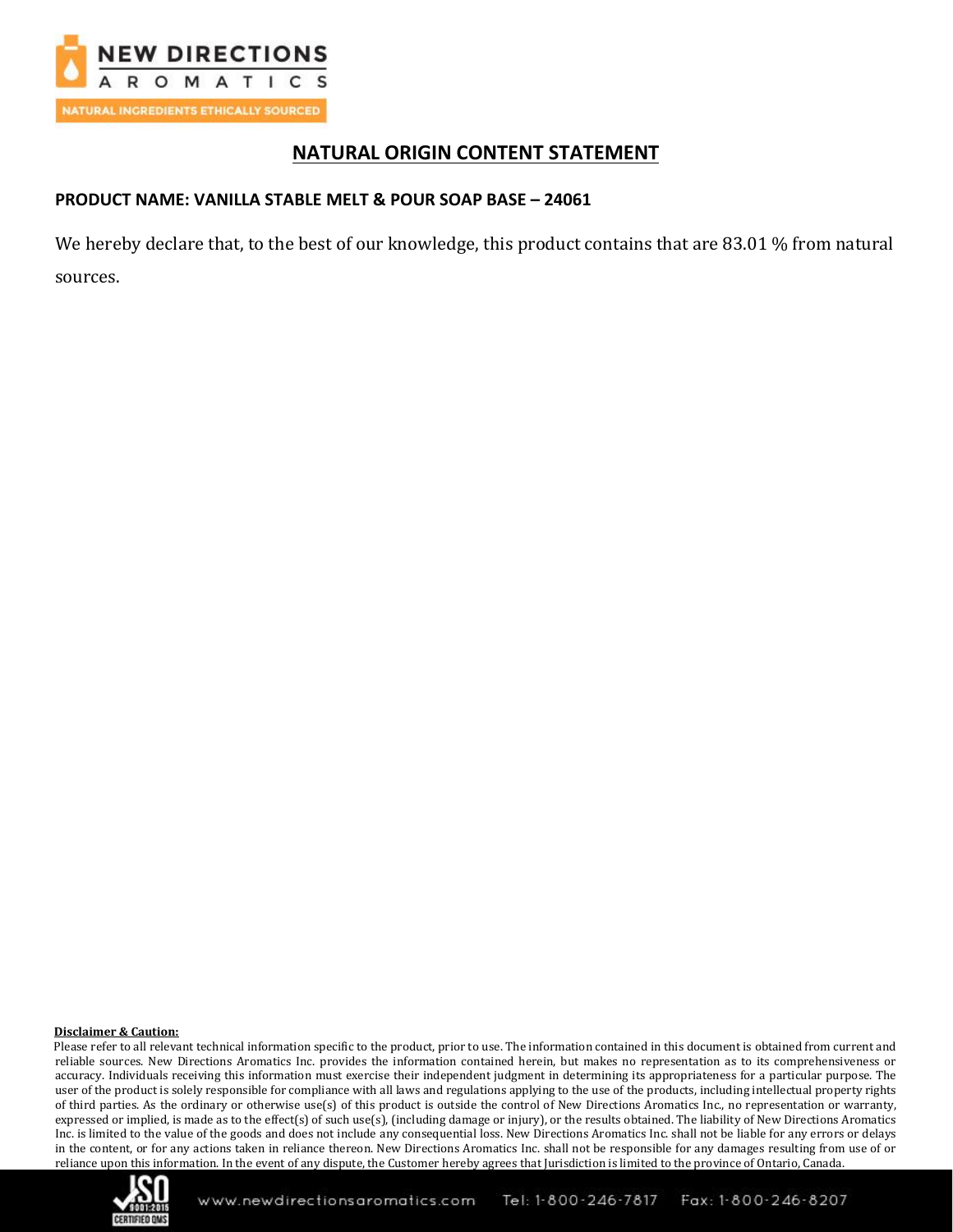# NATURAL ORIGIN CONTENT STATEMENT

**PRODUCT NAME: VANILLA STABLE MELT & POUR SOAP BASE – 24061**

We hereby declare that, to the best of our knowledge, this product contains that are 83.01 % from natural sources.

**Disclaimer & Caution:**

Please refer to all relevant technical information specific to the product, prior to use. The information contained in this document is obtained from current and reliable sources. New Directions Aromatics Inc. provides the information contained herein, but makes no representation as to its comprehensiveness or accuracy. Individuals receiving this information must exercise their independent judgment in determining its appropriateness for a particular purpose. The user of the product is solely responsible for compliance with all laws and regulations applying to the use of the products, including intellectual property rights of third parties. As the ordinary or otherwise use(s) of this product is outside the control of New Directions Aromatics Inc., no representation or warranty, expressed or implied, is made as to the effect(s) of such use(s), (including damage or injury), or the results obtained. The liability of New Directions Aromatics Inc. is limited to the value of the goods and does not include any consequential loss. New Directions Aromatics Inc. shall not be liable for any errors or delays in the content, or for any actions taken in reliance thereon. New Directions Aromatics Inc. shall not be responsible for any damages resulting from use of or reliance upon this information. In the event of any dispute, the Customer hereby agrees that Jurisdiction is limited to the province of Ontario, Canada.

www.newdirectionsaromatics.com Tel: 1-800-246-7817 Fax: 1-800-246-8207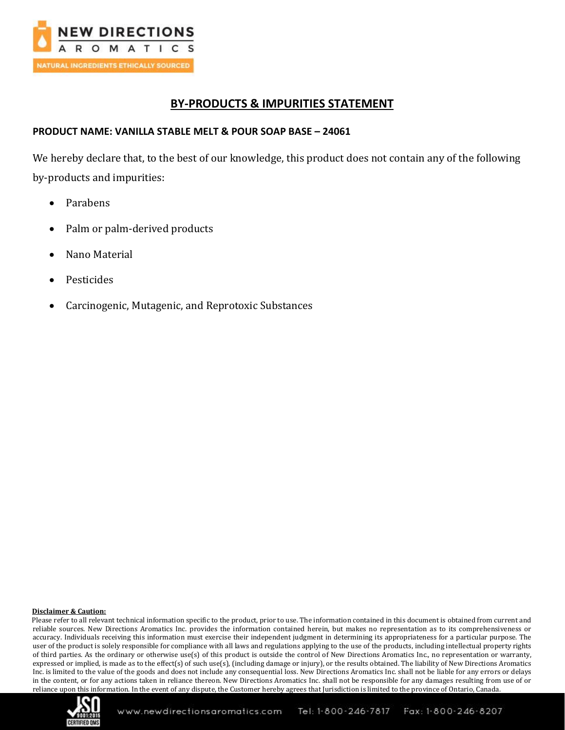## BY-PRODUCTS & IMPURITIES STATEMENT

**PRODUCT NAME: VANILLA STABLE MELT & POUR SOAP BASE – 24061**

We hereby declare that, to the best of our knowledge, this product does not contain any of the following by-products and impurities:

- Parabens
- Palm or palm-derived products
- Nano Material
- Pesticides
- Carcinogenic, Mutagenic, and Reprotoxic Substances

**Disclaimer & Caution:**

Please refer to all relevant technical information specific to the product, prior to use. The information contained in this document is obtained from current and reliable sources. New Directions Aromatics Inc. provides the information contained herein, but makes no representation as to its comprehensiveness or accuracy. Individuals receiving this information must exercise their independent judgment in determining its appropriateness for a particular purpose. The user of the product is solely responsible for compliance with all laws and regulations applying to the use of the products, including intellectual property rights of third parties. As the ordinary or otherwise use(s) of this product is outside the control of New Directions Aromatics Inc., no representation or warranty, expressed or implied, is made as to the effect(s) of such use(s), (including damage or injury), or the results obtained. The liability of New Directions Aromatics Inc. is limited to the value of the goods and does not include any consequential loss. New Directions Aromatics Inc. shall not be liable for any errors or delays in the content, or for any actions taken in reliance thereon. New Directions Aromatics Inc. shall not be responsible for any damages resulting from use of or reliance upon this information. In the event of any dispute, the Customer hereby agrees that Jurisdiction is limited to the province of Ontario, Canada.

www.newdirectionsaromatics.com Tel: 1-800-246-7817 Fax: 1-800-246-8207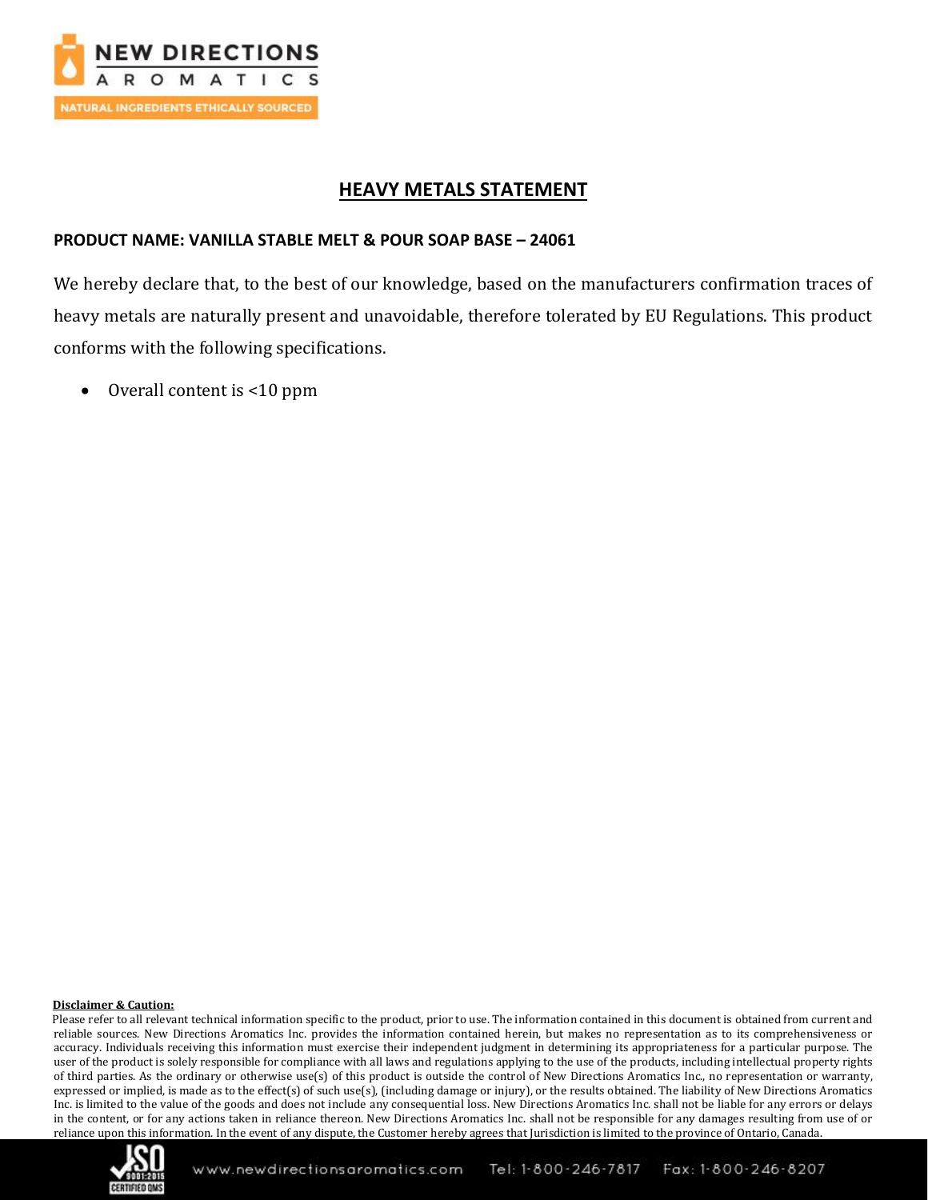## HEAVY METALS STATEMENT

**PRODUCT NAME: VANILLA STABLE MELT & POUR SOAP BASE – 24061**

We hereby declare that, to the best of our knowledge, based on the manufacturers confirmation traces of heavy metals are naturally present and unavoidable, therefore tolerated by EU Regulations. This product conforms with the following specifications.

- Overall content is <10 ppm

**Disclaimer & Caution:**

Please refer to all relevant technical information specific to the product, prior to use. The information contained in this document is obtained from current and reliable sources. New Directions Aromatics Inc. provides the information contained herein, but makes no representation as to its comprehensiveness or accuracy. Individuals receiving this information must exercise their independent judgment in determining its appropriateness for a particular purpose. The user of the product is solely responsible for compliance with all laws and regulations applying to the use of the products, including intellectual property rights of third parties. As the ordinary or otherwise use(s) of this product is outside the control of New Directions Aromatics Inc., no representation or warranty, expressed or implied, is made as to the effect(s) of such use(s), (including damage or injury), or the results obtained. The liability of New Directions Aromatics Inc. is limited to the value of the goods and does not include any consequential loss. New Directions Aromatics Inc. shall not be liable for any errors or delays in the content, or for any actions taken in reliance thereon. New Directions Aromatics Inc. shall not be responsible for any damages resulting from use of or reliance upon this information. In the event of any dispute, the Customer hereby agrees that Jurisdiction is limited to the province of Ontario, Canada.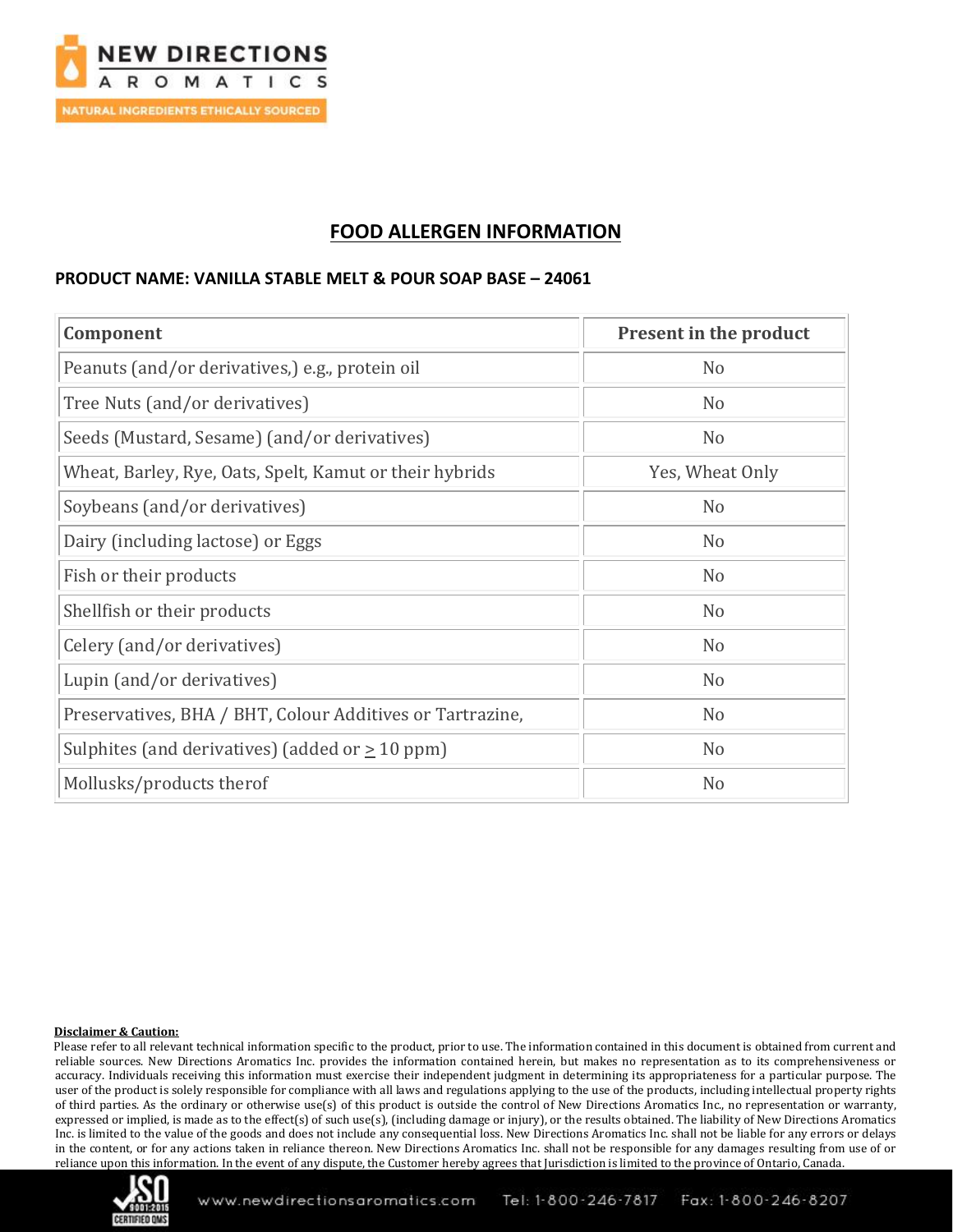# FOOD ALLERGEN INFORMATION

**PRODUCT NAME: VANILLA STABLE MELT & POUR SOAP BASE – 24061**

| Component | Present in the product |
|---|---|
| Peanuts (and/or derivatives,) e.g., protein oil | No |
| Tree Nuts (and/or derivatives) | No |
| Seeds (Mustard, Sesame) (and/or derivatives) | No |
| Wheat, Barley, Rye, Oats, Spelt, Kamut or their hybrids | Yes, Wheat Only |
| Soybeans (and/or derivatives) | No |
| Dairy (including lactose) or Eggs | No |
| Fish or their products | No |
| Shellfish or their products | No |
| Celery (and/or derivatives) | No |
| Lupin (and/or derivatives) | No |
| Preservatives, BHA / BHT, Colour Additives or Tartrazine, | No |
| Sulphites (and derivatives) (added or $\geq$ 10 ppm) | No |
| Mollusks/products therof | No |

**Disclaimer & Caution:**

Please refer to all relevant technical information specific to the product, prior to use. The information contained in this document is obtained from current and reliable sources. New Directions Aromatics Inc. provides the information contained herein, but makes no representation as to its comprehensiveness or accuracy. Individuals receiving this information must exercise their independent judgment in determining its appropriateness for a particular purpose. The user of the product is solely responsible for compliance with all laws and regulations applying to the use of the products, including intellectual property rights of third parties. As the ordinary or otherwise use(s) of this product is outside the control of New Directions Aromatics Inc., no representation or warranty, expressed or implied, is made as to the effect(s) of such use(s), (including damage or injury), or the results obtained. The liability of New Directions Aromatics Inc. is limited to the value of the goods and does not include any consequential loss. New Directions Aromatics Inc. shall not be liable for any errors or delays in the content, or for any actions taken in reliance thereon. New Directions Aromatics Inc. shall not be responsible for any damages resulting from use of or reliance upon this information. In the event of any dispute, the Customer hereby agrees that Jurisdiction is limited to the province of Ontario, Canada.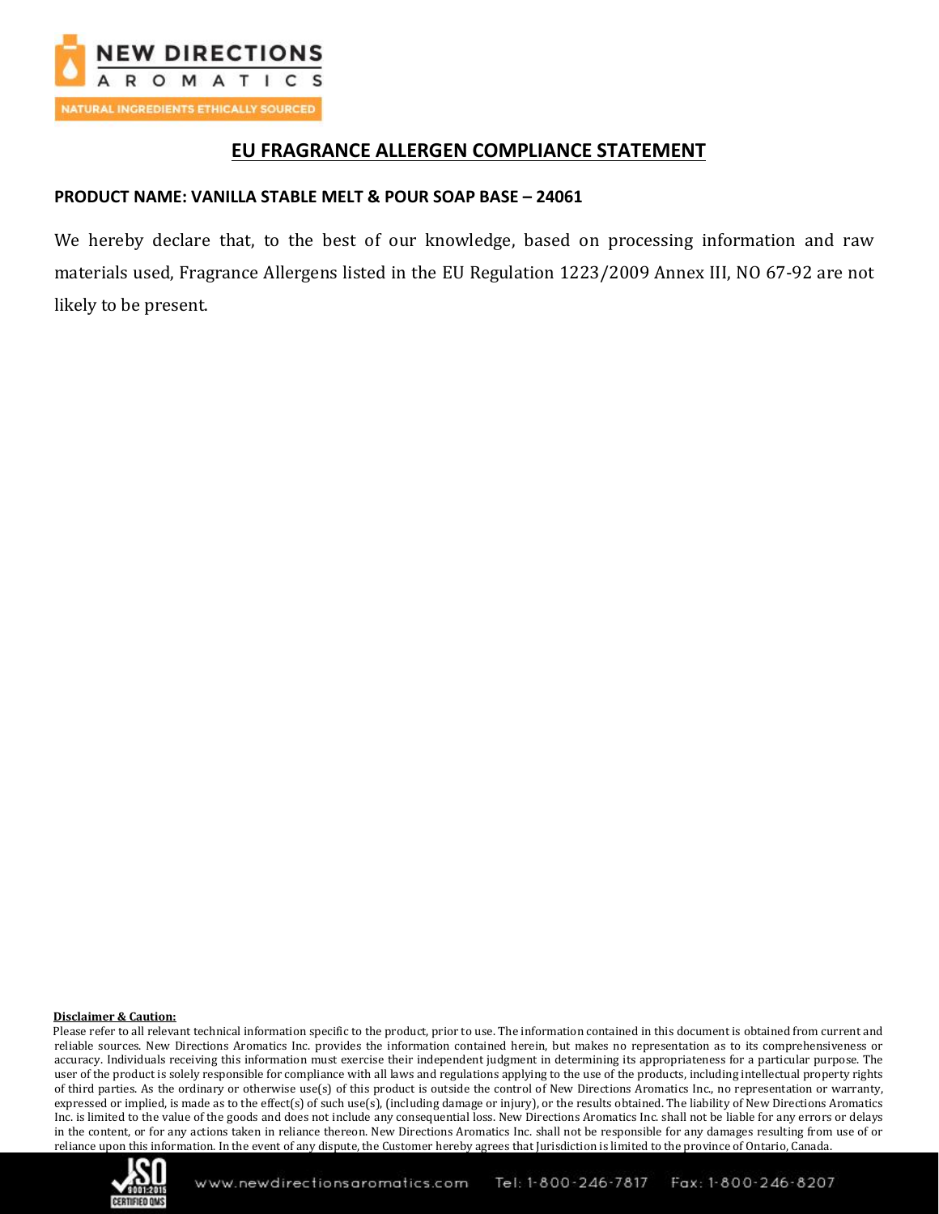# EU FRAGRANCE ALLERGEN COMPLIANCE STATEMENT

**PRODUCT NAME: VANILLA STABLE MELT & POUR SOAP BASE – 24061**

We hereby declare that, to the best of our knowledge, based on processing information and raw materials used, Fragrance Allergens listed in the EU Regulation 1223/2009 Annex III, NO 67-92 are not likely to be present.

**Disclaimer & Caution:**

Please refer to all relevant technical information specific to the product, prior to use. The information contained in this document is obtained from current and reliable sources. New Directions Aromatics Inc. provides the information contained herein, but makes no representation as to its comprehensiveness or accuracy. Individuals receiving this information must exercise their independent judgment in determining its appropriateness for a particular purpose. The user of the product is solely responsible for compliance with all laws and regulations applying to the use of the products, including intellectual property rights of third parties. As the ordinary or otherwise use(s) of this product is outside the control of New Directions Aromatics Inc., no representation or warranty, expressed or implied, is made as to the effect(s) of such use(s), (including damage or injury), or the results obtained. The liability of New Directions Aromatics Inc. is limited to the value of the goods and does not include any consequential loss. New Directions Aromatics Inc. shall not be liable for any errors or delays in the content, or for any actions taken in reliance thereon. New Directions Aromatics Inc. shall not be responsible for any damages resulting from use of or reliance upon this information. In the event of any dispute, the Customer hereby agrees that Jurisdiction is limited to the province of Ontario, Canada.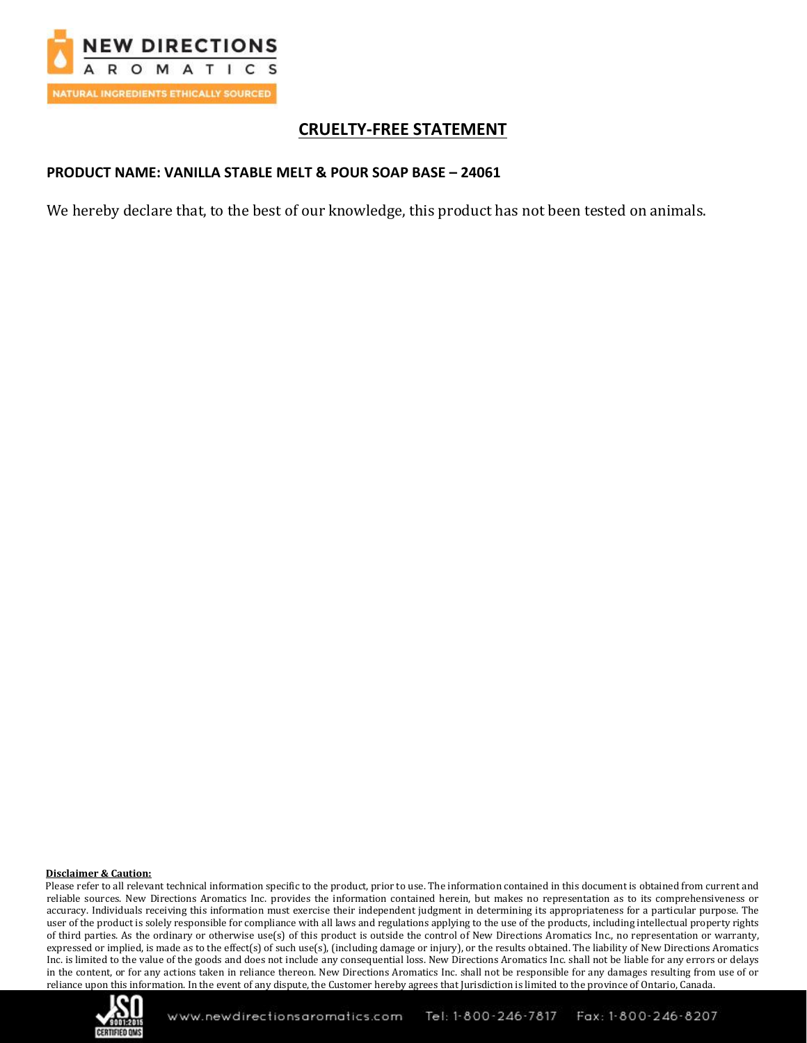# CRUELTY-FREE STATEMENT

**PRODUCT NAME: VANILLA STABLE MELT & POUR SOAP BASE – 24061**

We hereby declare that, to the best of our knowledge, this product has not been tested on animals.

**Disclaimer & Caution:**

Please refer to all relevant technical information specific to the product, prior to use. The information contained in this document is obtained from current and reliable sources. New Directions Aromatics Inc. provides the information contained herein, but makes no representation as to its comprehensiveness or accuracy. Individuals receiving this information must exercise their independent judgment in determining its appropriateness for a particular purpose. The user of the product is solely responsible for compliance with all laws and regulations applying to the use of the products, including intellectual property rights of third parties. As the ordinary or otherwise use(s) of this product is outside the control of New Directions Aromatics Inc., no representation or warranty, expressed or implied, is made as to the effect(s) of such use(s), (including damage or injury), or the results obtained. The liability of New Directions Aromatics Inc. is limited to the value of the goods and does not include any consequential loss. New Directions Aromatics Inc. shall not be liable for any errors or delays in the content, or for any actions taken in reliance thereon. New Directions Aromatics Inc. shall not be responsible for any damages resulting from use of or reliance upon this information. In the event of any dispute, the Customer hereby agrees that Jurisdiction is limited to the province of Ontario, Canada.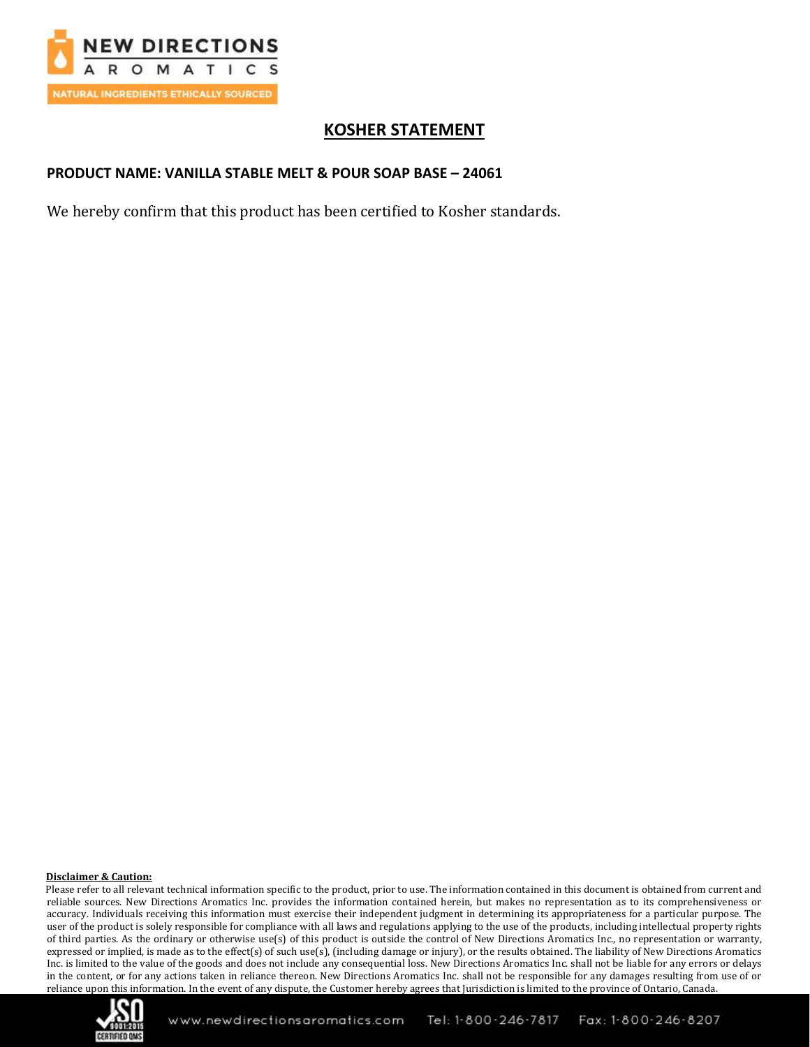## KOSHER STATEMENT

**PRODUCT NAME: VANILLA STABLE MELT & POUR SOAP BASE – 24061**

We hereby confirm that this product has been certified to Kosher standards.

**Disclaimer & Caution:**

Please refer to all relevant technical information specific to the product, prior to use. The information contained in this document is obtained from current and reliable sources. New Directions Aromatics Inc. provides the information contained herein, but makes no representation as to its comprehensiveness or accuracy. Individuals receiving this information must exercise their independent judgment in determining its appropriateness for a particular purpose. The user of the product is solely responsible for compliance with all laws and regulations applying to the use of the products, including intellectual property rights of third parties. As the ordinary or otherwise use(s) of this product is outside the control of New Directions Aromatics Inc., no representation or warranty, expressed or implied, is made as to the effect(s) of such use(s), (including damage or injury), or the results obtained. The liability of New Directions Aromatics Inc. is limited to the value of the goods and does not include any consequential loss. New Directions Aromatics Inc. shall not be liable for any errors or delays in the content, or for any actions taken in reliance thereon. New Directions Aromatics Inc. shall not be responsible for any damages resulting from use of or reliance upon this information. In the event of any dispute, the Customer hereby agrees that Jurisdiction is limited to the province of Ontario, Canada.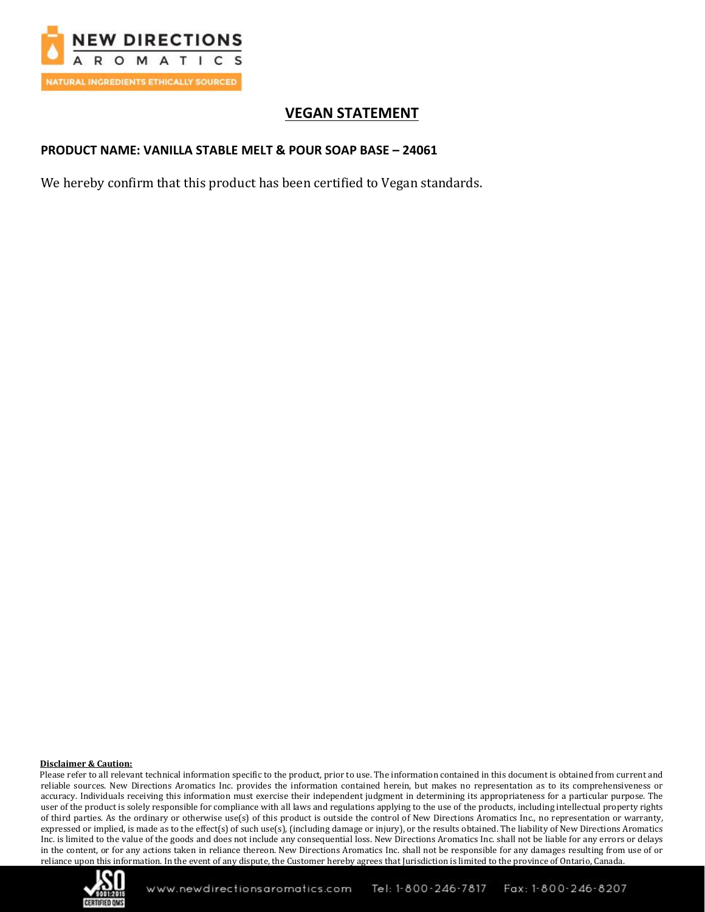## VEGAN STATEMENT

**PRODUCT NAME: VANILLA STABLE MELT & POUR SOAP BASE – 24061**

We hereby confirm that this product has been certified to Vegan standards.

**Disclaimer & Caution:**

Please refer to all relevant technical information specific to the product, prior to use. The information contained in this document is obtained from current and reliable sources. New Directions Aromatics Inc. provides the information contained herein, but makes no representation as to its comprehensiveness or accuracy. Individuals receiving this information must exercise their independent judgment in determining its appropriateness for a particular purpose. The user of the product is solely responsible for compliance with all laws and regulations applying to the use of the products, including intellectual property rights of third parties. As the ordinary or otherwise use(s) of this product is outside the control of New Directions Aromatics Inc., no representation or warranty, expressed or implied, is made as to the effect(s) of such use(s), (including damage or injury), or the results obtained. The liability of New Directions Aromatics Inc. is limited to the value of the goods and does not include any consequential loss. New Directions Aromatics Inc. shall not be liable for any errors or delays in the content, or for any actions taken in reliance thereon. New Directions Aromatics Inc. shall not be responsible for any damages resulting from use of or reliance upon this information. In the event of any dispute, the Customer hereby agrees that Jurisdiction is limited to the province of Ontario, Canada.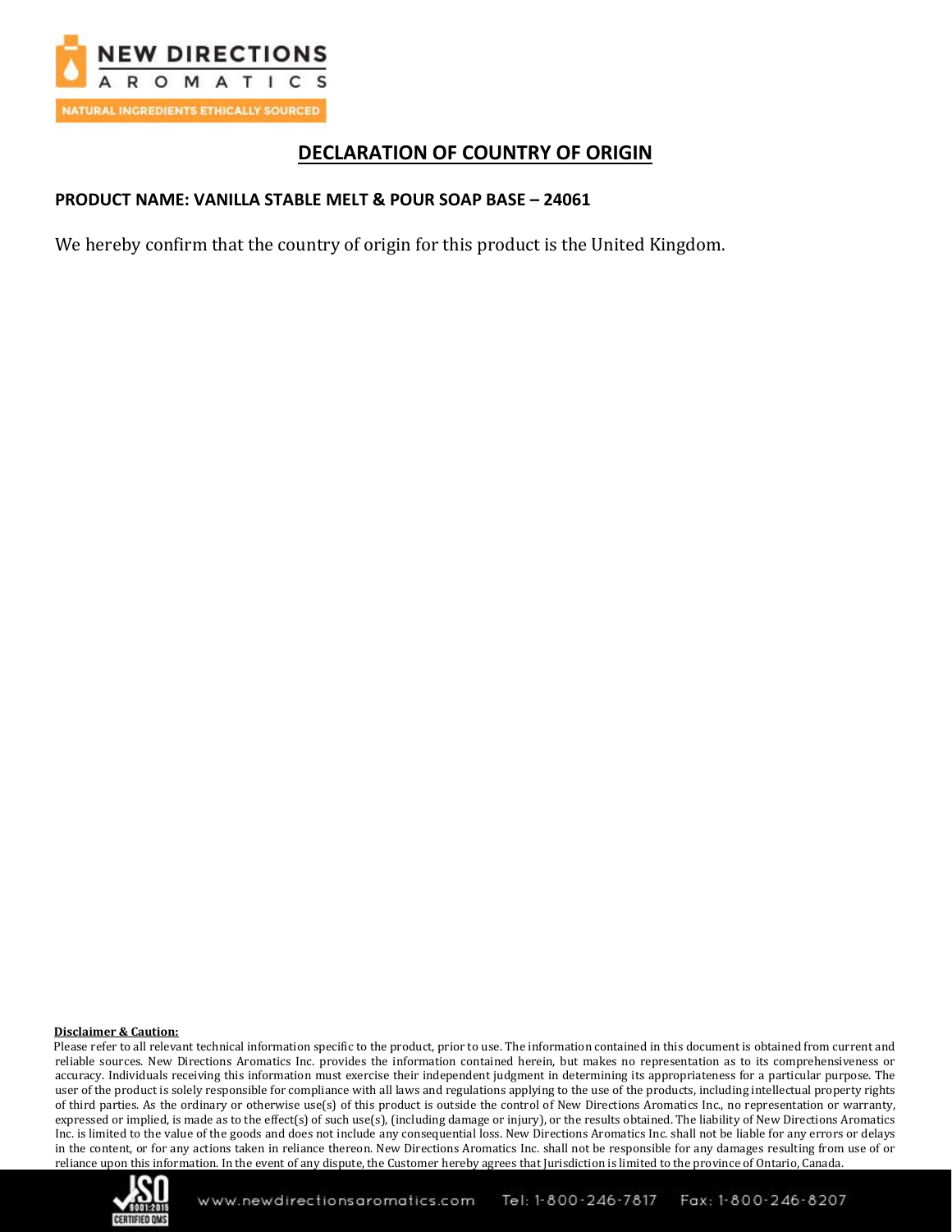# DECLARATION OF COUNTRY OF ORIGIN

**PRODUCT NAME: VANILLA STABLE MELT & POUR SOAP BASE – 24061**

We hereby confirm that the country of origin for this product is the United Kingdom.

**Disclaimer & Caution:**

Please refer to all relevant technical information specific to the product, prior to use. The information contained in this document is obtained from current and reliable sources. New Directions Aromatics Inc. provides the information contained herein, but makes no representation as to its comprehensiveness or accuracy. Individuals receiving this information must exercise their independent judgment in determining its appropriateness for a particular purpose. The user of the product is solely responsible for compliance with all laws and regulations applying to the use of the products, including intellectual property rights of third parties. As the ordinary or otherwise use(s) of this product is outside the control of New Directions Aromatics Inc., no representation or warranty, expressed or implied, is made as to the effect(s) of such use(s), (including damage or injury), or the results obtained. The liability of New Directions Aromatics Inc. is limited to the value of the goods and does not include any consequential loss. New Directions Aromatics Inc. shall not be liable for any errors or delays in the content, or for any actions taken in reliance thereon. New Directions Aromatics Inc. shall not be responsible for any damages resulting from use of or reliance upon this information. In the event of any dispute, the Customer hereby agrees that Jurisdiction is limited to the province of Ontario, Canada.